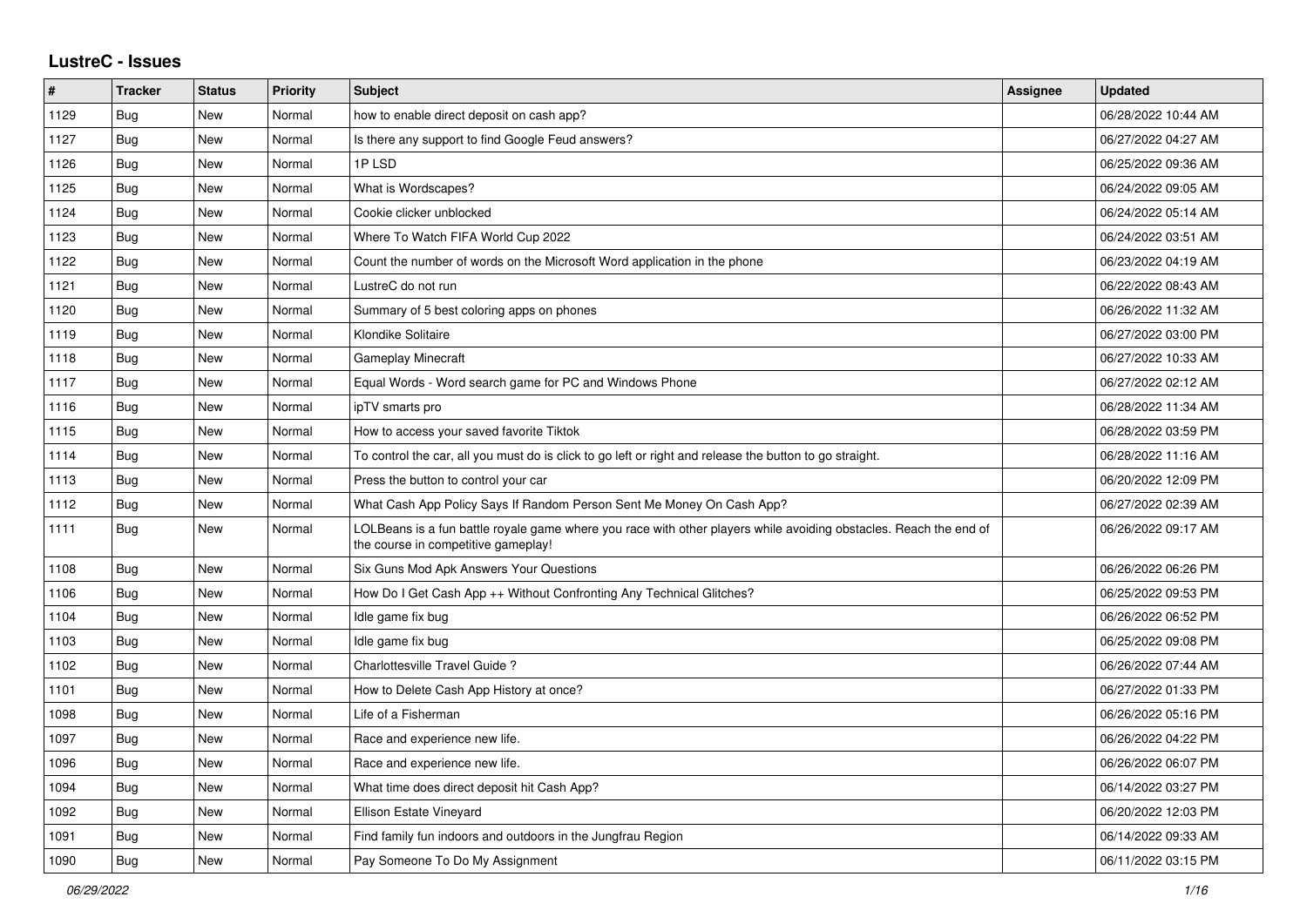## LustreC - Issues

| # | Tracker | Status | Priority | Subject | Assignee | Updated |
|---|---|---|---|---|---|---|
| 1129 | Bug | New | Normal | how to enable direct deposit on cash app? | | 06/28/2022 10:44 AM |
| 1127 | Bug | New | Normal | Is there any support to find Google Feud answers? | | 06/27/2022 04:27 AM |
| 1126 | Bug | New | Normal | 1P LSD | | 06/25/2022 09:36 AM |
| 1125 | Bug | New | Normal | What is Wordscapes? | | 06/24/2022 09:05 AM |
| 1124 | Bug | New | Normal | Cookie clicker unblocked | | 06/24/2022 05:14 AM |
| 1123 | Bug | New | Normal | Where To Watch FIFA World Cup 2022 | | 06/24/2022 03:51 AM |
| 1122 | Bug | New | Normal | Count the number of words on the Microsoft Word application in the phone | | 06/23/2022 04:19 AM |
| 1121 | Bug | New | Normal | LustreC do not run | | 06/22/2022 08:43 AM |
| 1120 | Bug | New | Normal | Summary of 5 best coloring apps on phones | | 06/26/2022 11:32 AM |
| 1119 | Bug | New | Normal | Klondike Solitaire | | 06/27/2022 03:00 PM |
| 1118 | Bug | New | Normal | Gameplay Minecraft | | 06/27/2022 10:33 AM |
| 1117 | Bug | New | Normal | Equal Words - Word search game for PC and Windows Phone | | 06/27/2022 02:12 AM |
| 1116 | Bug | New | Normal | ipTV smarts pro | | 06/28/2022 11:34 AM |
| 1115 | Bug | New | Normal | How to access your saved favorite Tiktok | | 06/28/2022 03:59 PM |
| 1114 | Bug | New | Normal | To control the car, all you must do is click to go left or right and release the button to go straight. | | 06/28/2022 11:16 AM |
| 1113 | Bug | New | Normal | Press the button to control your car | | 06/20/2022 12:09 PM |
| 1112 | Bug | New | Normal | What Cash App Policy Says If Random Person Sent Me Money On Cash App? | | 06/27/2022 02:39 AM |
| 1111 | Bug | New | Normal | LOLBeans is a fun battle royale game where you race with other players while avoiding obstacles. Reach the end of the course in competitive gameplay! | | 06/26/2022 09:17 AM |
| 1108 | Bug | New | Normal | Six Guns Mod Apk Answers Your Questions | | 06/26/2022 06:26 PM |
| 1106 | Bug | New | Normal | How Do I Get Cash App ++ Without Confronting Any Technical Glitches? | | 06/25/2022 09:53 PM |
| 1104 | Bug | New | Normal | Idle game fix bug | | 06/26/2022 06:52 PM |
| 1103 | Bug | New | Normal | Idle game fix bug | | 06/25/2022 09:08 PM |
| 1102 | Bug | New | Normal | Charlottesville Travel Guide ? | | 06/26/2022 07:44 AM |
| 1101 | Bug | New | Normal | How to Delete Cash App History at once? | | 06/27/2022 01:33 PM |
| 1098 | Bug | New | Normal | Life of a Fisherman | | 06/26/2022 05:16 PM |
| 1097 | Bug | New | Normal | Race and experience new life. | | 06/26/2022 04:22 PM |
| 1096 | Bug | New | Normal | Race and experience new life. | | 06/26/2022 06:07 PM |
| 1094 | Bug | New | Normal | What time does direct deposit hit Cash App? | | 06/14/2022 03:27 PM |
| 1092 | Bug | New | Normal | Ellison Estate Vineyard | | 06/20/2022 12:03 PM |
| 1091 | Bug | New | Normal | Find family fun indoors and outdoors in the Jungfrau Region | | 06/14/2022 09:33 AM |
| 1090 | Bug | New | Normal | Pay Someone To Do My Assignment | | 06/11/2022 03:15 PM |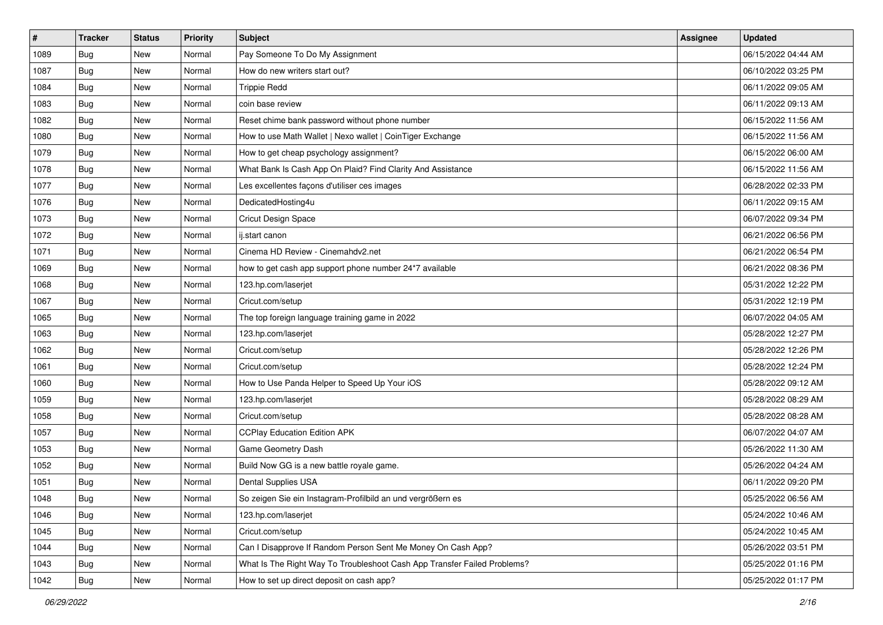| # | Tracker | Status | Priority | Subject | Assignee | Updated |
| --- | --- | --- | --- | --- | --- | --- |
| 1089 | Bug | New | Normal | Pay Someone To Do My Assignment | | 06/15/2022 04:44 AM |
| 1087 | Bug | New | Normal | How do new writers start out? | | 06/10/2022 03:25 PM |
| 1084 | Bug | New | Normal | Trippie Redd | | 06/11/2022 09:05 AM |
| 1083 | Bug | New | Normal | coin base review | | 06/11/2022 09:13 AM |
| 1082 | Bug | New | Normal | Reset chime bank password without phone number | | 06/15/2022 11:56 AM |
| 1080 | Bug | New | Normal | How to use Math Wallet | Nexo wallet | CoinTiger Exchange | | 06/15/2022 11:56 AM |
| 1079 | Bug | New | Normal | How to get cheap psychology assignment? | | 06/15/2022 06:00 AM |
| 1078 | Bug | New | Normal | What Bank Is Cash App On Plaid? Find Clarity And Assistance | | 06/15/2022 11:56 AM |
| 1077 | Bug | New | Normal | Les excellentes façons d'utiliser ces images | | 06/28/2022 02:33 PM |
| 1076 | Bug | New | Normal | DedicatedHosting4u | | 06/11/2022 09:15 AM |
| 1073 | Bug | New | Normal | Cricut Design Space | | 06/07/2022 09:34 PM |
| 1072 | Bug | New | Normal | ij.start canon | | 06/21/2022 06:56 PM |
| 1071 | Bug | New | Normal | Cinema HD Review - Cinemahdv2.net | | 06/21/2022 06:54 PM |
| 1069 | Bug | New | Normal | how to get cash app support phone number 24*7 available | | 06/21/2022 08:36 PM |
| 1068 | Bug | New | Normal | 123.hp.com/laserjet | | 05/31/2022 12:22 PM |
| 1067 | Bug | New | Normal | Cricut.com/setup | | 05/31/2022 12:19 PM |
| 1065 | Bug | New | Normal | The top foreign language training game in 2022 | | 06/07/2022 04:05 AM |
| 1063 | Bug | New | Normal | 123.hp.com/laserjet | | 05/28/2022 12:27 PM |
| 1062 | Bug | New | Normal | Cricut.com/setup | | 05/28/2022 12:26 PM |
| 1061 | Bug | New | Normal | Cricut.com/setup | | 05/28/2022 12:24 PM |
| 1060 | Bug | New | Normal | How to Use Panda Helper to Speed Up Your iOS | | 05/28/2022 09:12 AM |
| 1059 | Bug | New | Normal | 123.hp.com/laserjet | | 05/28/2022 08:29 AM |
| 1058 | Bug | New | Normal | Cricut.com/setup | | 05/28/2022 08:28 AM |
| 1057 | Bug | New | Normal | CCPlay Education Edition APK | | 06/07/2022 04:07 AM |
| 1053 | Bug | New | Normal | Game Geometry Dash | | 05/26/2022 11:30 AM |
| 1052 | Bug | New | Normal | Build Now GG is a new battle royale game. | | 05/26/2022 04:24 AM |
| 1051 | Bug | New | Normal | Dental Supplies USA | | 06/11/2022 09:20 PM |
| 1048 | Bug | New | Normal | So zeigen Sie ein Instagram-Profilbild an und vergrößern es | | 05/25/2022 06:56 AM |
| 1046 | Bug | New | Normal | 123.hp.com/laserjet | | 05/24/2022 10:46 AM |
| 1045 | Bug | New | Normal | Cricut.com/setup | | 05/24/2022 10:45 AM |
| 1044 | Bug | New | Normal | Can I Disapprove If Random Person Sent Me Money On Cash App? | | 05/26/2022 03:51 PM |
| 1043 | Bug | New | Normal | What Is The Right Way To Troubleshoot Cash App Transfer Failed Problems? | | 05/25/2022 01:16 PM |
| 1042 | Bug | New | Normal | How to set up direct deposit on cash app? | | 05/25/2022 01:17 PM |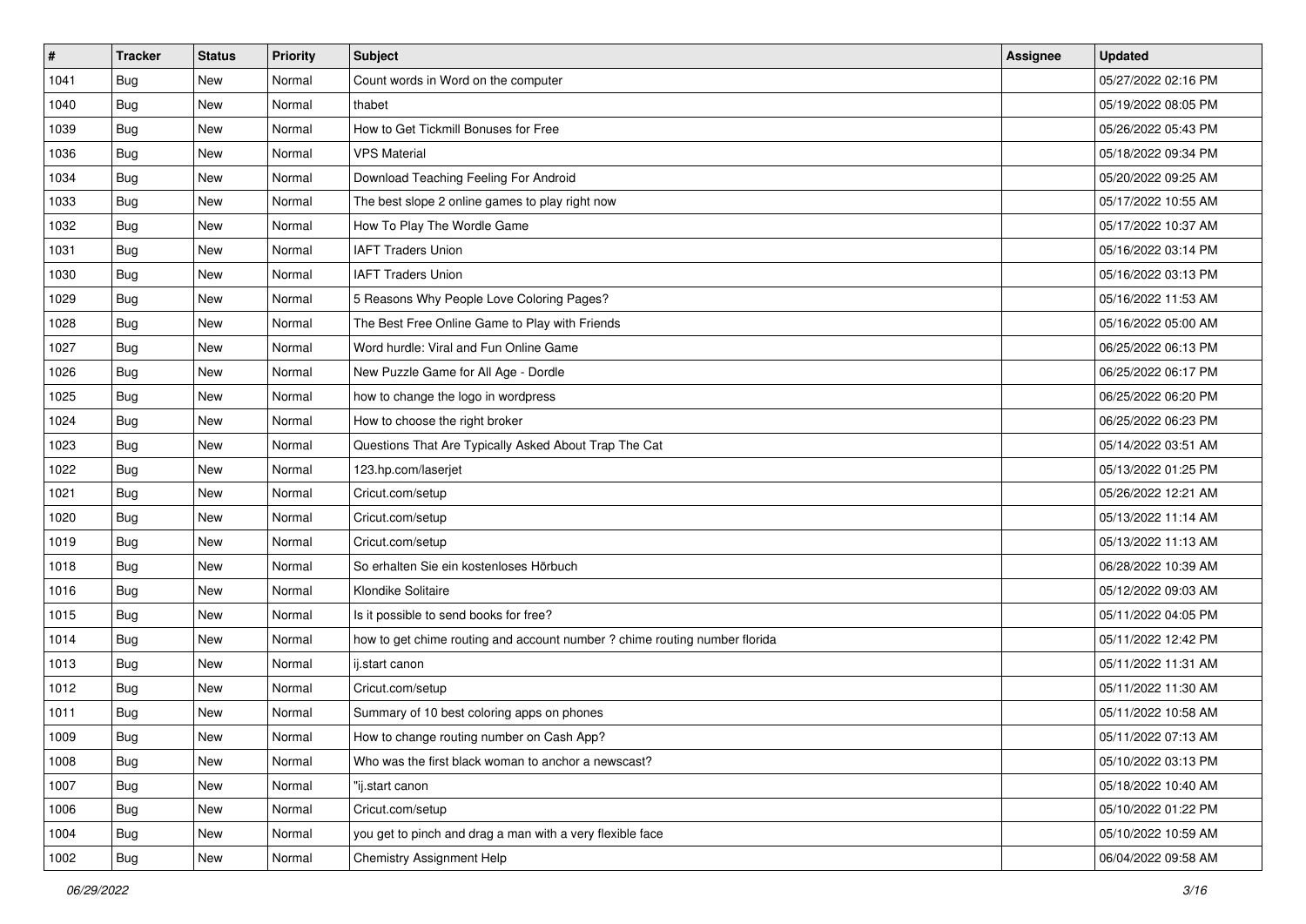| # | Tracker | Status | Priority | Subject | Assignee | Updated |
|---|---|---|---|---|---|---|
| 1041 | Bug | New | Normal | Count words in Word on the computer | | 05/27/2022 02:16 PM |
| 1040 | Bug | New | Normal | thabet | | 05/19/2022 08:05 PM |
| 1039 | Bug | New | Normal | How to Get Tickmill Bonuses for Free | | 05/26/2022 05:43 PM |
| 1036 | Bug | New | Normal | VPS Material | | 05/18/2022 09:34 PM |
| 1034 | Bug | New | Normal | Download Teaching Feeling For Android | | 05/20/2022 09:25 AM |
| 1033 | Bug | New | Normal | The best slope 2 online games to play right now | | 05/17/2022 10:55 AM |
| 1032 | Bug | New | Normal | How To Play The Wordle Game | | 05/17/2022 10:37 AM |
| 1031 | Bug | New | Normal | IAFT Traders Union | | 05/16/2022 03:14 PM |
| 1030 | Bug | New | Normal | IAFT Traders Union | | 05/16/2022 03:13 PM |
| 1029 | Bug | New | Normal | 5 Reasons Why People Love Coloring Pages? | | 05/16/2022 11:53 AM |
| 1028 | Bug | New | Normal | The Best Free Online Game to Play with Friends | | 05/16/2022 05:00 AM |
| 1027 | Bug | New | Normal | Word hurdle: Viral and Fun Online Game | | 06/25/2022 06:13 PM |
| 1026 | Bug | New | Normal | New Puzzle Game for All Age - Dordle | | 06/25/2022 06:17 PM |
| 1025 | Bug | New | Normal | how to change the logo in wordpress | | 06/25/2022 06:20 PM |
| 1024 | Bug | New | Normal | How to choose the right broker | | 06/25/2022 06:23 PM |
| 1023 | Bug | New | Normal | Questions That Are Typically Asked About Trap The Cat | | 05/14/2022 03:51 AM |
| 1022 | Bug | New | Normal | 123.hp.com/laserjet | | 05/13/2022 01:25 PM |
| 1021 | Bug | New | Normal | Cricut.com/setup | | 05/26/2022 12:21 AM |
| 1020 | Bug | New | Normal | Cricut.com/setup | | 05/13/2022 11:14 AM |
| 1019 | Bug | New | Normal | Cricut.com/setup | | 05/13/2022 11:13 AM |
| 1018 | Bug | New | Normal | So erhalten Sie ein kostenloses Hörbuch | | 06/28/2022 10:39 AM |
| 1016 | Bug | New | Normal | Klondike Solitaire | | 05/12/2022 09:03 AM |
| 1015 | Bug | New | Normal | Is it possible to send books for free? | | 05/11/2022 04:05 PM |
| 1014 | Bug | New | Normal | how to get chime routing and account number ? chime routing number florida | | 05/11/2022 12:42 PM |
| 1013 | Bug | New | Normal | ij.start canon | | 05/11/2022 11:31 AM |
| 1012 | Bug | New | Normal | Cricut.com/setup | | 05/11/2022 11:30 AM |
| 1011 | Bug | New | Normal | Summary of 10 best coloring apps on phones | | 05/11/2022 10:58 AM |
| 1009 | Bug | New | Normal | How to change routing number on Cash App? | | 05/11/2022 07:13 AM |
| 1008 | Bug | New | Normal | Who was the first black woman to anchor a newscast? | | 05/10/2022 03:13 PM |
| 1007 | Bug | New | Normal | "ij.start canon | | 05/18/2022 10:40 AM |
| 1006 | Bug | New | Normal | Cricut.com/setup | | 05/10/2022 01:22 PM |
| 1004 | Bug | New | Normal | you get to pinch and drag a man with a very flexible face | | 05/10/2022 10:59 AM |
| 1002 | Bug | New | Normal | Chemistry Assignment Help | | 06/04/2022 09:58 AM |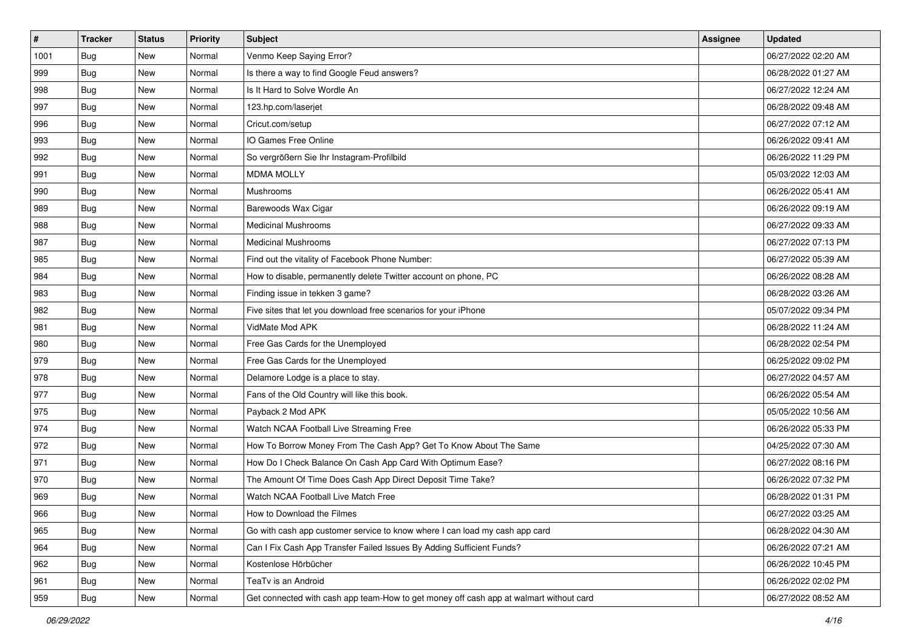| # | Tracker | Status | Priority | Subject | Assignee | Updated |
|---|---|---|---|---|---|---|
| 1001 | Bug | New | Normal | Venmo Keep Saying Error? | | 06/27/2022 02:20 AM |
| 999 | Bug | New | Normal | Is there a way to find Google Feud answers? | | 06/28/2022 01:27 AM |
| 998 | Bug | New | Normal | Is It Hard to Solve Wordle An | | 06/27/2022 12:24 AM |
| 997 | Bug | New | Normal | 123.hp.com/laserjet | | 06/28/2022 09:48 AM |
| 996 | Bug | New | Normal | Cricut.com/setup | | 06/27/2022 07:12 AM |
| 993 | Bug | New | Normal | IO Games Free Online | | 06/26/2022 09:41 AM |
| 992 | Bug | New | Normal | So vergrößern Sie Ihr Instagram-Profilbild | | 06/26/2022 11:29 PM |
| 991 | Bug | New | Normal | MDMA MOLLY | | 05/03/2022 12:03 AM |
| 990 | Bug | New | Normal | Mushrooms | | 06/26/2022 05:41 AM |
| 989 | Bug | New | Normal | Barewoods Wax Cigar | | 06/26/2022 09:19 AM |
| 988 | Bug | New | Normal | Medicinal Mushrooms | | 06/27/2022 09:33 AM |
| 987 | Bug | New | Normal | Medicinal Mushrooms | | 06/27/2022 07:13 PM |
| 985 | Bug | New | Normal | Find out the vitality of Facebook Phone Number: | | 06/27/2022 05:39 AM |
| 984 | Bug | New | Normal | How to disable, permanently delete Twitter account on phone, PC | | 06/26/2022 08:28 AM |
| 983 | Bug | New | Normal | Finding issue in tekken 3 game? | | 06/28/2022 03:26 AM |
| 982 | Bug | New | Normal | Five sites that let you download free scenarios for your iPhone | | 05/07/2022 09:34 PM |
| 981 | Bug | New | Normal | VidMate Mod APK | | 06/28/2022 11:24 AM |
| 980 | Bug | New | Normal | Free Gas Cards for the Unemployed | | 06/28/2022 02:54 PM |
| 979 | Bug | New | Normal | Free Gas Cards for the Unemployed | | 06/25/2022 09:02 PM |
| 978 | Bug | New | Normal | Delamore Lodge is a place to stay. | | 06/27/2022 04:57 AM |
| 977 | Bug | New | Normal | Fans of the Old Country will like this book. | | 06/26/2022 05:54 AM |
| 975 | Bug | New | Normal | Payback 2 Mod APK | | 05/05/2022 10:56 AM |
| 974 | Bug | New | Normal | Watch NCAA Football Live Streaming Free | | 06/26/2022 05:33 PM |
| 972 | Bug | New | Normal | How To Borrow Money From The Cash App? Get To Know About The Same | | 04/25/2022 07:30 AM |
| 971 | Bug | New | Normal | How Do I Check Balance On Cash App Card With Optimum Ease? | | 06/27/2022 08:16 PM |
| 970 | Bug | New | Normal | The Amount Of Time Does Cash App Direct Deposit Time Take? | | 06/26/2022 07:32 PM |
| 969 | Bug | New | Normal | Watch NCAA Football Live Match Free | | 06/28/2022 01:31 PM |
| 966 | Bug | New | Normal | How to Download the Filmes | | 06/27/2022 03:25 AM |
| 965 | Bug | New | Normal | Go with cash app customer service to know where I can load my cash app card | | 06/28/2022 04:30 AM |
| 964 | Bug | New | Normal | Can I Fix Cash App Transfer Failed Issues By Adding Sufficient Funds? | | 06/26/2022 07:21 AM |
| 962 | Bug | New | Normal | Kostenlose Hörbücher | | 06/26/2022 10:45 PM |
| 961 | Bug | New | Normal | TeaTv is an Android | | 06/26/2022 02:02 PM |
| 959 | Bug | New | Normal | Get connected with cash app team-How to get money off cash app at walmart without card | | 06/27/2022 08:52 AM |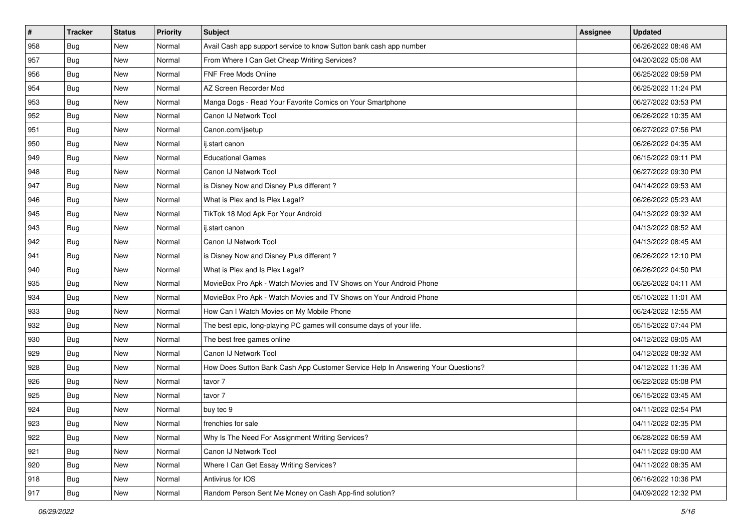| # | Tracker | Status | Priority | Subject | Assignee | Updated |
| --- | --- | --- | --- | --- | --- | --- |
| 958 | Bug | New | Normal | Avail Cash app support service to know Sutton bank cash app number | | 06/26/2022 08:46 AM |
| 957 | Bug | New | Normal | From Where I Can Get Cheap Writing Services? | | 04/20/2022 05:06 AM |
| 956 | Bug | New | Normal | FNF Free Mods Online | | 06/25/2022 09:59 PM |
| 954 | Bug | New | Normal | AZ Screen Recorder Mod | | 06/25/2022 11:24 PM |
| 953 | Bug | New | Normal | Manga Dogs - Read Your Favorite Comics on Your Smartphone | | 06/27/2022 03:53 PM |
| 952 | Bug | New | Normal | Canon IJ Network Tool | | 06/26/2022 10:35 AM |
| 951 | Bug | New | Normal | Canon.com/ijsetup | | 06/27/2022 07:56 PM |
| 950 | Bug | New | Normal | ij.start canon | | 06/26/2022 04:35 AM |
| 949 | Bug | New | Normal | Educational Games | | 06/15/2022 09:11 PM |
| 948 | Bug | New | Normal | Canon IJ Network Tool | | 06/27/2022 09:30 PM |
| 947 | Bug | New | Normal | is Disney Now and Disney Plus different ? | | 04/14/2022 09:53 AM |
| 946 | Bug | New | Normal | What is Plex and Is Plex Legal? | | 06/26/2022 05:23 AM |
| 945 | Bug | New | Normal | TikTok 18 Mod Apk For Your Android | | 04/13/2022 09:32 AM |
| 943 | Bug | New | Normal | ij.start canon | | 04/13/2022 08:52 AM |
| 942 | Bug | New | Normal | Canon IJ Network Tool | | 04/13/2022 08:45 AM |
| 941 | Bug | New | Normal | is Disney Now and Disney Plus different ? | | 06/26/2022 12:10 PM |
| 940 | Bug | New | Normal | What is Plex and Is Plex Legal? | | 06/26/2022 04:50 PM |
| 935 | Bug | New | Normal | MovieBox Pro Apk - Watch Movies and TV Shows on Your Android Phone | | 06/26/2022 04:11 AM |
| 934 | Bug | New | Normal | MovieBox Pro Apk - Watch Movies and TV Shows on Your Android Phone | | 05/10/2022 11:01 AM |
| 933 | Bug | New | Normal | How Can I Watch Movies on My Mobile Phone | | 06/24/2022 12:55 AM |
| 932 | Bug | New | Normal | The best epic, long-playing PC games will consume days of your life. | | 05/15/2022 07:44 PM |
| 930 | Bug | New | Normal | The best free games online | | 04/12/2022 09:05 AM |
| 929 | Bug | New | Normal | Canon IJ Network Tool | | 04/12/2022 08:32 AM |
| 928 | Bug | New | Normal | How Does Sutton Bank Cash App Customer Service Help In Answering Your Questions? | | 04/12/2022 11:36 AM |
| 926 | Bug | New | Normal | tavor 7 | | 06/22/2022 05:08 PM |
| 925 | Bug | New | Normal | tavor 7 | | 06/15/2022 03:45 AM |
| 924 | Bug | New | Normal | buy tec 9 | | 04/11/2022 02:54 PM |
| 923 | Bug | New | Normal | frenchies for sale | | 04/11/2022 02:35 PM |
| 922 | Bug | New | Normal | Why Is The Need For Assignment Writing Services? | | 06/28/2022 06:59 AM |
| 921 | Bug | New | Normal | Canon IJ Network Tool | | 04/11/2022 09:00 AM |
| 920 | Bug | New | Normal | Where I Can Get Essay Writing Services? | | 04/11/2022 08:35 AM |
| 918 | Bug | New | Normal | Antivirus for IOS | | 06/16/2022 10:36 PM |
| 917 | Bug | New | Normal | Random Person Sent Me Money on Cash App-find solution? | | 04/09/2022 12:32 PM |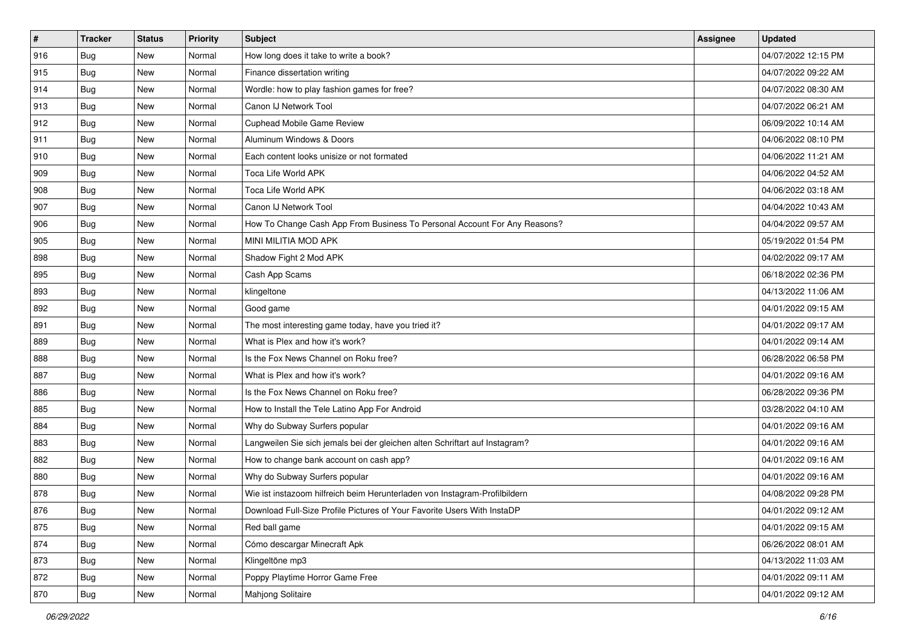| # | Tracker | Status | Priority | Subject | Assignee | Updated |
|---|---|---|---|---|---|---|
| 916 | Bug | New | Normal | How long does it take to write a book? | | 04/07/2022 12:15 PM |
| 915 | Bug | New | Normal | Finance dissertation writing | | 04/07/2022 09:22 AM |
| 914 | Bug | New | Normal | Wordle: how to play fashion games for free? | | 04/07/2022 08:30 AM |
| 913 | Bug | New | Normal | Canon IJ Network Tool | | 04/07/2022 06:21 AM |
| 912 | Bug | New | Normal | Cuphead Mobile Game Review | | 06/09/2022 10:14 AM |
| 911 | Bug | New | Normal | Aluminum Windows & Doors | | 04/06/2022 08:10 PM |
| 910 | Bug | New | Normal | Each content looks unisize or not formated | | 04/06/2022 11:21 AM |
| 909 | Bug | New | Normal | Toca Life World APK | | 04/06/2022 04:52 AM |
| 908 | Bug | New | Normal | Toca Life World APK | | 04/06/2022 03:18 AM |
| 907 | Bug | New | Normal | Canon IJ Network Tool | | 04/04/2022 10:43 AM |
| 906 | Bug | New | Normal | How To Change Cash App From Business To Personal Account For Any Reasons? | | 04/04/2022 09:57 AM |
| 905 | Bug | New | Normal | MINI MILITIA MOD APK | | 05/19/2022 01:54 PM |
| 898 | Bug | New | Normal | Shadow Fight 2 Mod APK | | 04/02/2022 09:17 AM |
| 895 | Bug | New | Normal | Cash App Scams | | 06/18/2022 02:36 PM |
| 893 | Bug | New | Normal | klingeltone | | 04/13/2022 11:06 AM |
| 892 | Bug | New | Normal | Good game | | 04/01/2022 09:15 AM |
| 891 | Bug | New | Normal | The most interesting game today, have you tried it? | | 04/01/2022 09:17 AM |
| 889 | Bug | New | Normal | What is Plex and how it's work? | | 04/01/2022 09:14 AM |
| 888 | Bug | New | Normal | Is the Fox News Channel on Roku free? | | 06/28/2022 06:58 PM |
| 887 | Bug | New | Normal | What is Plex and how it's work? | | 04/01/2022 09:16 AM |
| 886 | Bug | New | Normal | Is the Fox News Channel on Roku free? | | 06/28/2022 09:36 PM |
| 885 | Bug | New | Normal | How to Install the Tele Latino App For Android | | 03/28/2022 04:10 AM |
| 884 | Bug | New | Normal | Why do Subway Surfers popular | | 04/01/2022 09:16 AM |
| 883 | Bug | New | Normal | Langweilen Sie sich jemals bei der gleichen alten Schriftart auf Instagram? | | 04/01/2022 09:16 AM |
| 882 | Bug | New | Normal | How to change bank account on cash app? | | 04/01/2022 09:16 AM |
| 880 | Bug | New | Normal | Why do Subway Surfers popular | | 04/01/2022 09:16 AM |
| 878 | Bug | New | Normal | Wie ist instazoom hilfreich beim Herunterladen von Instagram-Profilbildern | | 04/08/2022 09:28 PM |
| 876 | Bug | New | Normal | Download Full-Size Profile Pictures of Your Favorite Users With InstaDP | | 04/01/2022 09:12 AM |
| 875 | Bug | New | Normal | Red ball game | | 04/01/2022 09:15 AM |
| 874 | Bug | New | Normal | Cómo descargar Minecraft Apk | | 06/26/2022 08:01 AM |
| 873 | Bug | New | Normal | Klingeltöne mp3 | | 04/13/2022 11:03 AM |
| 872 | Bug | New | Normal | Poppy Playtime Horror Game Free | | 04/01/2022 09:11 AM |
| 870 | Bug | New | Normal | Mahjong Solitaire | | 04/01/2022 09:12 AM |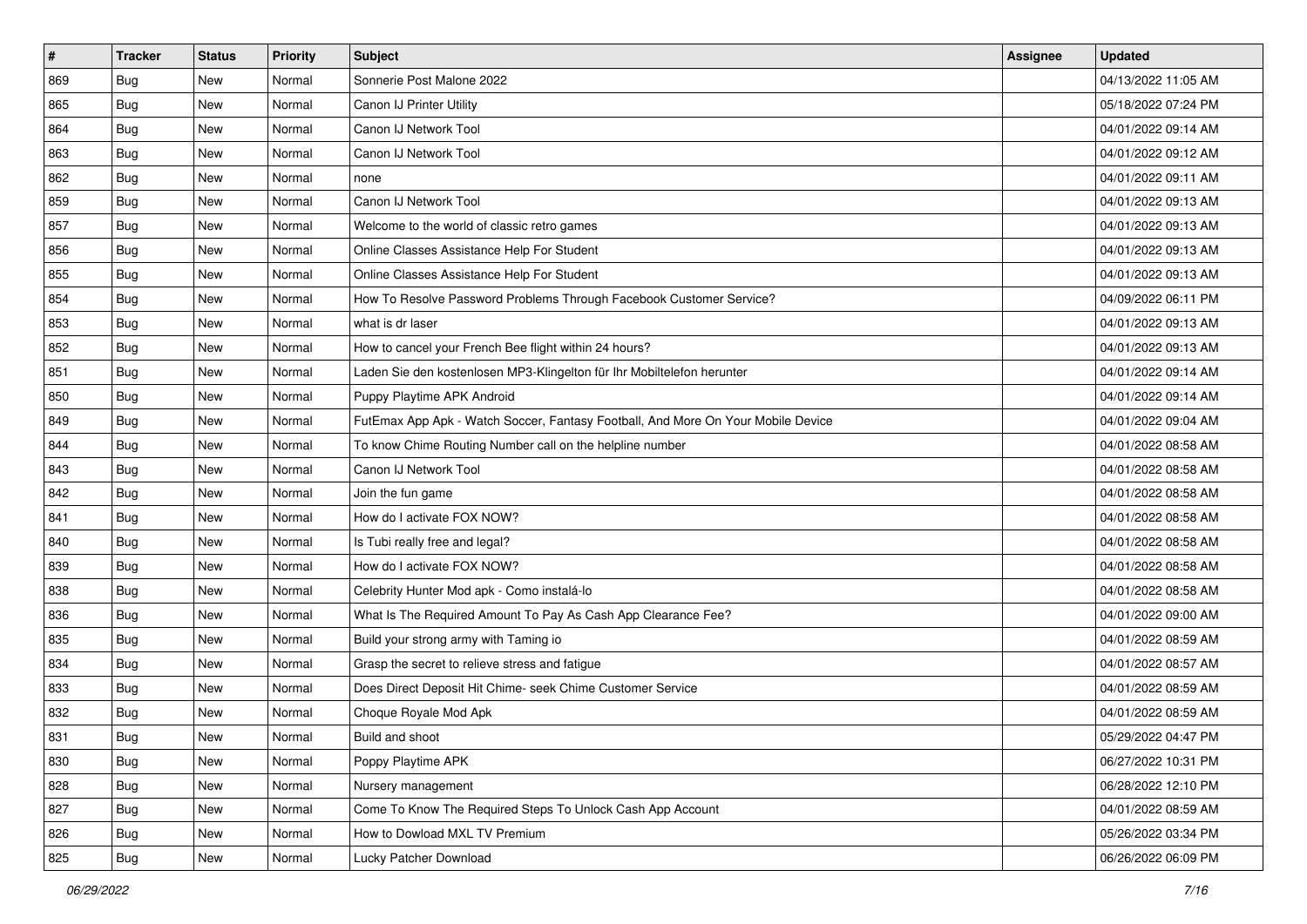| # | Tracker | Status | Priority | Subject | Assignee | Updated |
|---|---|---|---|---|---|---|
| 869 | Bug | New | Normal | Sonnerie Post Malone 2022 | | 04/13/2022 11:05 AM |
| 865 | Bug | New | Normal | Canon IJ Printer Utility | | 05/18/2022 07:24 PM |
| 864 | Bug | New | Normal | Canon IJ Network Tool | | 04/01/2022 09:14 AM |
| 863 | Bug | New | Normal | Canon IJ Network Tool | | 04/01/2022 09:12 AM |
| 862 | Bug | New | Normal | none | | 04/01/2022 09:11 AM |
| 859 | Bug | New | Normal | Canon IJ Network Tool | | 04/01/2022 09:13 AM |
| 857 | Bug | New | Normal | Welcome to the world of classic retro games | | 04/01/2022 09:13 AM |
| 856 | Bug | New | Normal | Online Classes Assistance Help For Student | | 04/01/2022 09:13 AM |
| 855 | Bug | New | Normal | Online Classes Assistance Help For Student | | 04/01/2022 09:13 AM |
| 854 | Bug | New | Normal | How To Resolve Password Problems Through Facebook Customer Service? | | 04/09/2022 06:11 PM |
| 853 | Bug | New | Normal | what is dr laser | | 04/01/2022 09:13 AM |
| 852 | Bug | New | Normal | How to cancel your French Bee flight within 24 hours? | | 04/01/2022 09:13 AM |
| 851 | Bug | New | Normal | Laden Sie den kostenlosen MP3-Klingelton für Ihr Mobiltelefon herunter | | 04/01/2022 09:14 AM |
| 850 | Bug | New | Normal | Puppy Playtime APK Android | | 04/01/2022 09:14 AM |
| 849 | Bug | New | Normal | FutEmax App Apk - Watch Soccer, Fantasy Football, And More On Your Mobile Device | | 04/01/2022 09:04 AM |
| 844 | Bug | New | Normal | To know Chime Routing Number call on the helpline number | | 04/01/2022 08:58 AM |
| 843 | Bug | New | Normal | Canon IJ Network Tool | | 04/01/2022 08:58 AM |
| 842 | Bug | New | Normal | Join the fun game | | 04/01/2022 08:58 AM |
| 841 | Bug | New | Normal | How do I activate FOX NOW? | | 04/01/2022 08:58 AM |
| 840 | Bug | New | Normal | Is Tubi really free and legal? | | 04/01/2022 08:58 AM |
| 839 | Bug | New | Normal | How do I activate FOX NOW? | | 04/01/2022 08:58 AM |
| 838 | Bug | New | Normal | Celebrity Hunter Mod apk - Como instalá-lo | | 04/01/2022 08:58 AM |
| 836 | Bug | New | Normal | What Is The Required Amount To Pay As Cash App Clearance Fee? | | 04/01/2022 09:00 AM |
| 835 | Bug | New | Normal | Build your strong army with Taming io | | 04/01/2022 08:59 AM |
| 834 | Bug | New | Normal | Grasp the secret to relieve stress and fatigue | | 04/01/2022 08:57 AM |
| 833 | Bug | New | Normal | Does Direct Deposit Hit Chime- seek Chime Customer Service | | 04/01/2022 08:59 AM |
| 832 | Bug | New | Normal | Choque Royale Mod Apk | | 04/01/2022 08:59 AM |
| 831 | Bug | New | Normal | Build and shoot | | 05/29/2022 04:47 PM |
| 830 | Bug | New | Normal | Poppy Playtime APK | | 06/27/2022 10:31 PM |
| 828 | Bug | New | Normal | Nursery management | | 06/28/2022 12:10 PM |
| 827 | Bug | New | Normal | Come To Know The Required Steps To Unlock Cash App Account | | 04/01/2022 08:59 AM |
| 826 | Bug | New | Normal | How to Dowload MXL TV Premium | | 05/26/2022 03:34 PM |
| 825 | Bug | New | Normal | Lucky Patcher Download | | 06/26/2022 06:09 PM |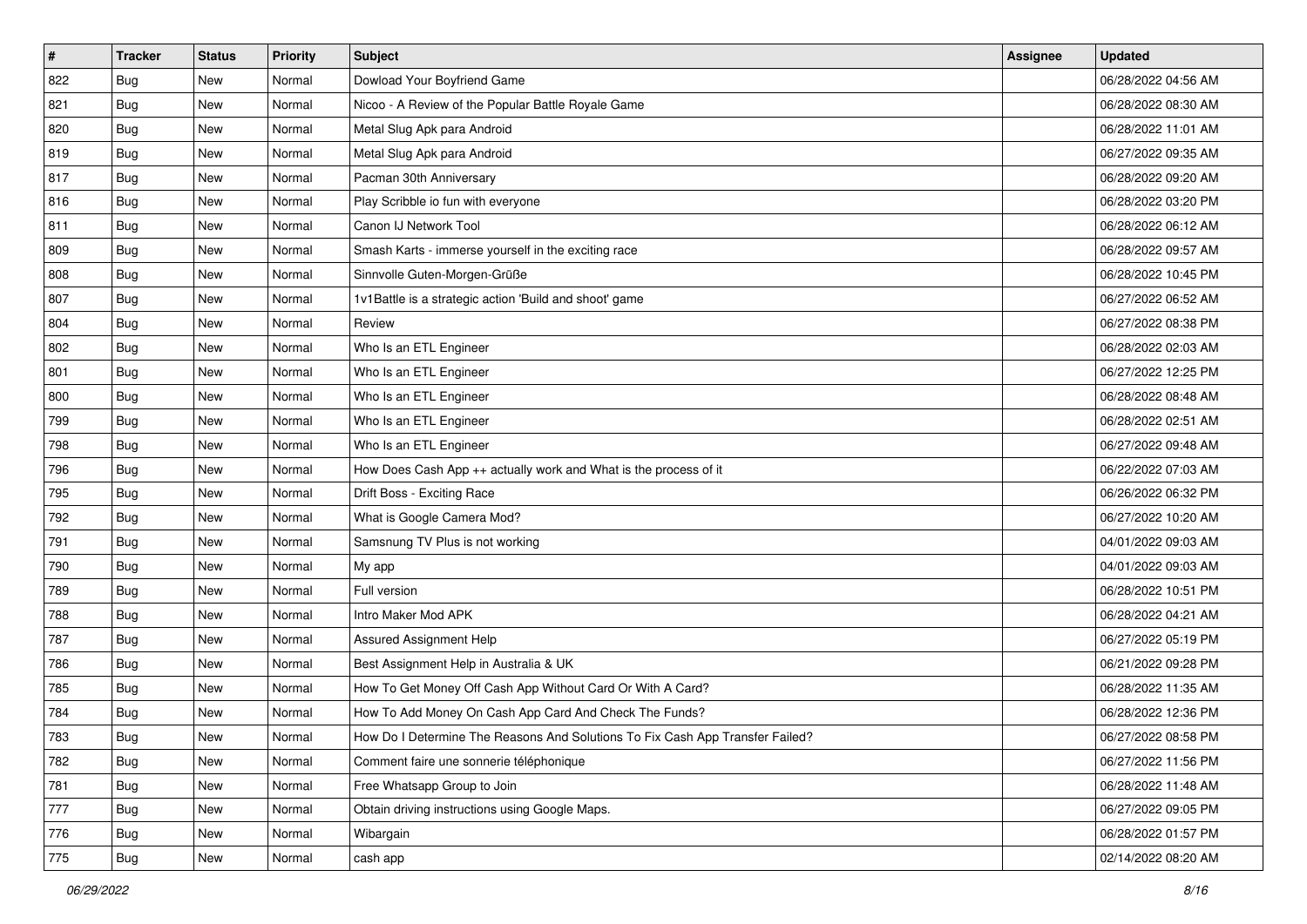| # | Tracker | Status | Priority | Subject | Assignee | Updated |
| --- | --- | --- | --- | --- | --- | --- |
| 822 | Bug | New | Normal | Dowload Your Boyfriend Game | | 06/28/2022 04:56 AM |
| 821 | Bug | New | Normal | Nicoo - A Review of the Popular Battle Royale Game | | 06/28/2022 08:30 AM |
| 820 | Bug | New | Normal | Metal Slug Apk para Android | | 06/28/2022 11:01 AM |
| 819 | Bug | New | Normal | Metal Slug Apk para Android | | 06/27/2022 09:35 AM |
| 817 | Bug | New | Normal | Pacman 30th Anniversary | | 06/28/2022 09:20 AM |
| 816 | Bug | New | Normal | Play Scribble io fun with everyone | | 06/28/2022 03:20 PM |
| 811 | Bug | New | Normal | Canon IJ Network Tool | | 06/28/2022 06:12 AM |
| 809 | Bug | New | Normal | Smash Karts - immerse yourself in the exciting race | | 06/28/2022 09:57 AM |
| 808 | Bug | New | Normal | Sinnvolle Guten-Morgen-Grüße | | 06/28/2022 10:45 PM |
| 807 | Bug | New | Normal | 1v1Battle is a strategic action 'Build and shoot' game | | 06/27/2022 06:52 AM |
| 804 | Bug | New | Normal | Review | | 06/27/2022 08:38 PM |
| 802 | Bug | New | Normal | Who Is an ETL Engineer | | 06/28/2022 02:03 AM |
| 801 | Bug | New | Normal | Who Is an ETL Engineer | | 06/27/2022 12:25 PM |
| 800 | Bug | New | Normal | Who Is an ETL Engineer | | 06/28/2022 08:48 AM |
| 799 | Bug | New | Normal | Who Is an ETL Engineer | | 06/28/2022 02:51 AM |
| 798 | Bug | New | Normal | Who Is an ETL Engineer | | 06/27/2022 09:48 AM |
| 796 | Bug | New | Normal | How Does Cash App ++ actually work and What is the process of it | | 06/22/2022 07:03 AM |
| 795 | Bug | New | Normal | Drift Boss - Exciting Race | | 06/26/2022 06:32 PM |
| 792 | Bug | New | Normal | What is Google Camera Mod? | | 06/27/2022 10:20 AM |
| 791 | Bug | New | Normal | Samsnung TV Plus is not working | | 04/01/2022 09:03 AM |
| 790 | Bug | New | Normal | My app | | 04/01/2022 09:03 AM |
| 789 | Bug | New | Normal | Full version | | 06/28/2022 10:51 PM |
| 788 | Bug | New | Normal | Intro Maker Mod APK | | 06/28/2022 04:21 AM |
| 787 | Bug | New | Normal | Assured Assignment Help | | 06/27/2022 05:19 PM |
| 786 | Bug | New | Normal | Best Assignment Help in Australia & UK | | 06/21/2022 09:28 PM |
| 785 | Bug | New | Normal | How To Get Money Off Cash App Without Card Or With A Card? | | 06/28/2022 11:35 AM |
| 784 | Bug | New | Normal | How To Add Money On Cash App Card And Check The Funds? | | 06/28/2022 12:36 PM |
| 783 | Bug | New | Normal | How Do I Determine The Reasons And Solutions To Fix Cash App Transfer Failed? | | 06/27/2022 08:58 PM |
| 782 | Bug | New | Normal | Comment faire une sonnerie téléphonique | | 06/27/2022 11:56 PM |
| 781 | Bug | New | Normal | Free Whatsapp Group to Join | | 06/28/2022 11:48 AM |
| 777 | Bug | New | Normal | Obtain driving instructions using Google Maps. | | 06/27/2022 09:05 PM |
| 776 | Bug | New | Normal | Wibargain | | 06/28/2022 01:57 PM |
| 775 | Bug | New | Normal | cash app | | 02/14/2022 08:20 AM |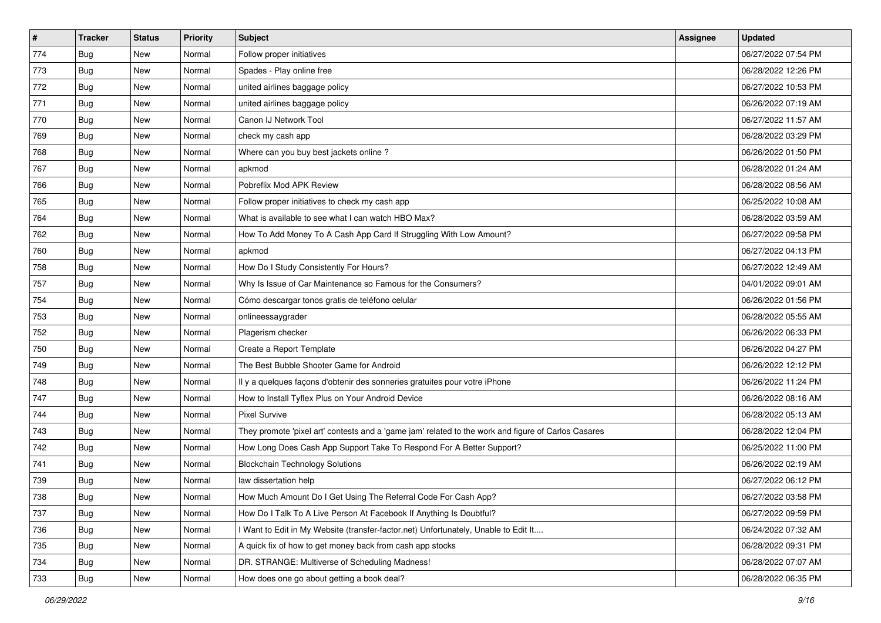| # | Tracker | Status | Priority | Subject | Assignee | Updated |
|---|---|---|---|---|---|---|
| 774 | Bug | New | Normal | Follow proper initiatives | | 06/27/2022 07:54 PM |
| 773 | Bug | New | Normal | Spades - Play online free | | 06/28/2022 12:26 PM |
| 772 | Bug | New | Normal | united airlines baggage policy | | 06/27/2022 10:53 PM |
| 771 | Bug | New | Normal | united airlines baggage policy | | 06/26/2022 07:19 AM |
| 770 | Bug | New | Normal | Canon IJ Network Tool | | 06/27/2022 11:57 AM |
| 769 | Bug | New | Normal | check my cash app | | 06/28/2022 03:29 PM |
| 768 | Bug | New | Normal | Where can you buy best jackets online ? | | 06/26/2022 01:50 PM |
| 767 | Bug | New | Normal | apkmod | | 06/28/2022 01:24 AM |
| 766 | Bug | New | Normal | Pobreflix Mod APK Review | | 06/28/2022 08:56 AM |
| 765 | Bug | New | Normal | Follow proper initiatives to check my cash app | | 06/25/2022 10:08 AM |
| 764 | Bug | New | Normal | What is available to see what I can watch HBO Max? | | 06/28/2022 03:59 AM |
| 762 | Bug | New | Normal | How To Add Money To A Cash App Card If Struggling With Low Amount? | | 06/27/2022 09:58 PM |
| 760 | Bug | New | Normal | apkmod | | 06/27/2022 04:13 PM |
| 758 | Bug | New | Normal | How Do I Study Consistently For Hours? | | 06/27/2022 12:49 AM |
| 757 | Bug | New | Normal | Why Is Issue of Car Maintenance so Famous for the Consumers? | | 04/01/2022 09:01 AM |
| 754 | Bug | New | Normal | Cómo descargar tonos gratis de teléfono celular | | 06/26/2022 01:56 PM |
| 753 | Bug | New | Normal | onlineessaygrader | | 06/28/2022 05:55 AM |
| 752 | Bug | New | Normal | Plagerism checker | | 06/26/2022 06:33 PM |
| 750 | Bug | New | Normal | Create a Report Template | | 06/26/2022 04:27 PM |
| 749 | Bug | New | Normal | The Best Bubble Shooter Game for Android | | 06/26/2022 12:12 PM |
| 748 | Bug | New | Normal | Il y a quelques façons d'obtenir des sonneries gratuites pour votre iPhone | | 06/26/2022 11:24 PM |
| 747 | Bug | New | Normal | How to Install Tyflex Plus on Your Android Device | | 06/26/2022 08:16 AM |
| 744 | Bug | New | Normal | Pixel Survive | | 06/28/2022 05:13 AM |
| 743 | Bug | New | Normal | They promote 'pixel art' contests and a 'game jam' related to the work and figure of Carlos Casares | | 06/28/2022 12:04 PM |
| 742 | Bug | New | Normal | How Long Does Cash App Support Take To Respond For A Better Support? | | 06/25/2022 11:00 PM |
| 741 | Bug | New | Normal | Blockchain Technology Solutions | | 06/26/2022 02:19 AM |
| 739 | Bug | New | Normal | law dissertation help | | 06/27/2022 06:12 PM |
| 738 | Bug | New | Normal | How Much Amount Do I Get Using The Referral Code For Cash App? | | 06/27/2022 03:58 PM |
| 737 | Bug | New | Normal | How Do I Talk To A Live Person At Facebook If Anything Is Doubtful? | | 06/27/2022 09:59 PM |
| 736 | Bug | New | Normal | I Want to Edit in My Website (transfer-factor.net) Unfortunately, Unable to Edit It.... | | 06/24/2022 07:32 AM |
| 735 | Bug | New | Normal | A quick fix of how to get money back from cash app stocks | | 06/28/2022 09:31 PM |
| 734 | Bug | New | Normal | DR. STRANGE: Multiverse of Scheduling Madness! | | 06/28/2022 07:07 AM |
| 733 | Bug | New | Normal | How does one go about getting a book deal? | | 06/28/2022 06:35 PM |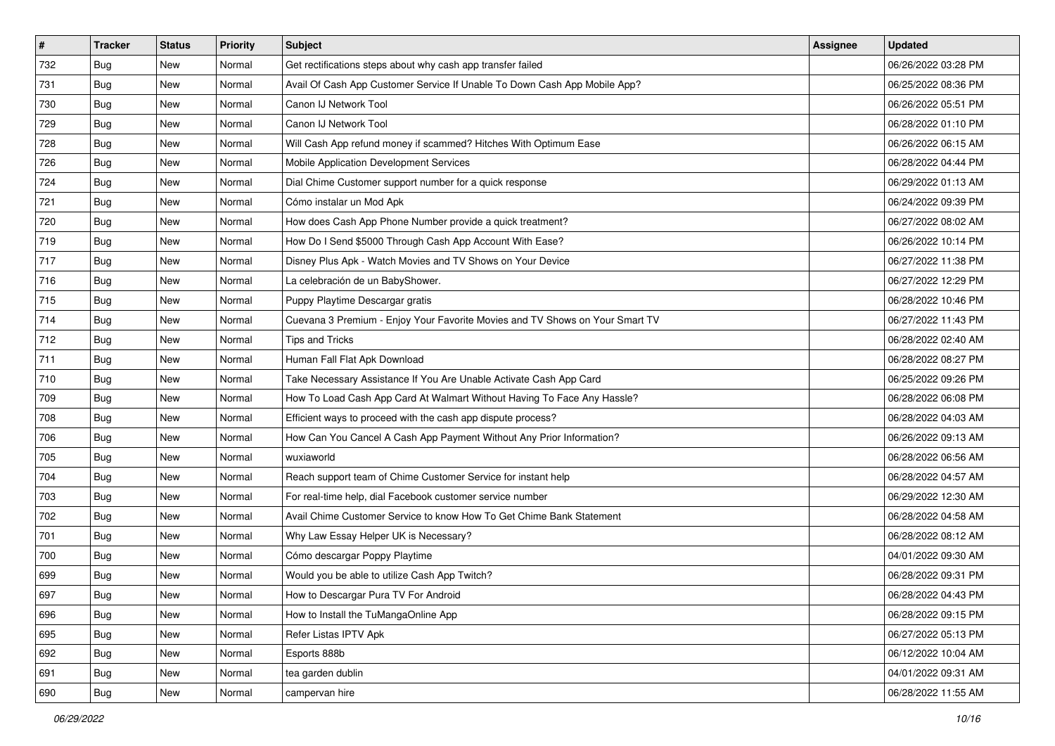| # | Tracker | Status | Priority | Subject | Assignee | Updated |
| --- | --- | --- | --- | --- | --- | --- |
| 732 | Bug | New | Normal | Get rectifications steps about why cash app transfer failed | | 06/26/2022 03:28 PM |
| 731 | Bug | New | Normal | Avail Of Cash App Customer Service If Unable To Down Cash App Mobile App? | | 06/25/2022 08:36 PM |
| 730 | Bug | New | Normal | Canon IJ Network Tool | | 06/26/2022 05:51 PM |
| 729 | Bug | New | Normal | Canon IJ Network Tool | | 06/28/2022 01:10 PM |
| 728 | Bug | New | Normal | Will Cash App refund money if scammed? Hitches With Optimum Ease | | 06/26/2022 06:15 AM |
| 726 | Bug | New | Normal | Mobile Application Development Services | | 06/28/2022 04:44 PM |
| 724 | Bug | New | Normal | Dial Chime Customer support number for a quick response | | 06/29/2022 01:13 AM |
| 721 | Bug | New | Normal | Cómo instalar un Mod Apk | | 06/24/2022 09:39 PM |
| 720 | Bug | New | Normal | How does Cash App Phone Number provide a quick treatment? | | 06/27/2022 08:02 AM |
| 719 | Bug | New | Normal | How Do I Send $5000 Through Cash App Account With Ease? | | 06/26/2022 10:14 PM |
| 717 | Bug | New | Normal | Disney Plus Apk - Watch Movies and TV Shows on Your Device | | 06/27/2022 11:38 PM |
| 716 | Bug | New | Normal | La celebración de un BabyShower. | | 06/27/2022 12:29 PM |
| 715 | Bug | New | Normal | Puppy Playtime Descargar gratis | | 06/28/2022 10:46 PM |
| 714 | Bug | New | Normal | Cuevana 3 Premium - Enjoy Your Favorite Movies and TV Shows on Your Smart TV | | 06/27/2022 11:43 PM |
| 712 | Bug | New | Normal | Tips and Tricks | | 06/28/2022 02:40 AM |
| 711 | Bug | New | Normal | Human Fall Flat Apk Download | | 06/28/2022 08:27 PM |
| 710 | Bug | New | Normal | Take Necessary Assistance If You Are Unable Activate Cash App Card | | 06/25/2022 09:26 PM |
| 709 | Bug | New | Normal | How To Load Cash App Card At Walmart Without Having To Face Any Hassle? | | 06/28/2022 06:08 PM |
| 708 | Bug | New | Normal | Efficient ways to proceed with the cash app dispute process? | | 06/28/2022 04:03 AM |
| 706 | Bug | New | Normal | How Can You Cancel A Cash App Payment Without Any Prior Information? | | 06/26/2022 09:13 AM |
| 705 | Bug | New | Normal | wuxiaworld | | 06/28/2022 06:56 AM |
| 704 | Bug | New | Normal | Reach support team of Chime Customer Service for instant help | | 06/28/2022 04:57 AM |
| 703 | Bug | New | Normal | For real-time help, dial Facebook customer service number | | 06/29/2022 12:30 AM |
| 702 | Bug | New | Normal | Avail Chime Customer Service to know How To Get Chime Bank Statement | | 06/28/2022 04:58 AM |
| 701 | Bug | New | Normal | Why Law Essay Helper UK is Necessary? | | 06/28/2022 08:12 AM |
| 700 | Bug | New | Normal | Cómo descargar Poppy Playtime | | 04/01/2022 09:30 AM |
| 699 | Bug | New | Normal | Would you be able to utilize Cash App Twitch? | | 06/28/2022 09:31 PM |
| 697 | Bug | New | Normal | How to Descargar Pura TV For Android | | 06/28/2022 04:43 PM |
| 696 | Bug | New | Normal | How to Install the TuMangaOnline App | | 06/28/2022 09:15 PM |
| 695 | Bug | New | Normal | Refer Listas IPTV Apk | | 06/27/2022 05:13 PM |
| 692 | Bug | New | Normal | Esports 888b | | 06/12/2022 10:04 AM |
| 691 | Bug | New | Normal | tea garden dublin | | 04/01/2022 09:31 AM |
| 690 | Bug | New | Normal | campervan hire | | 06/28/2022 11:55 AM |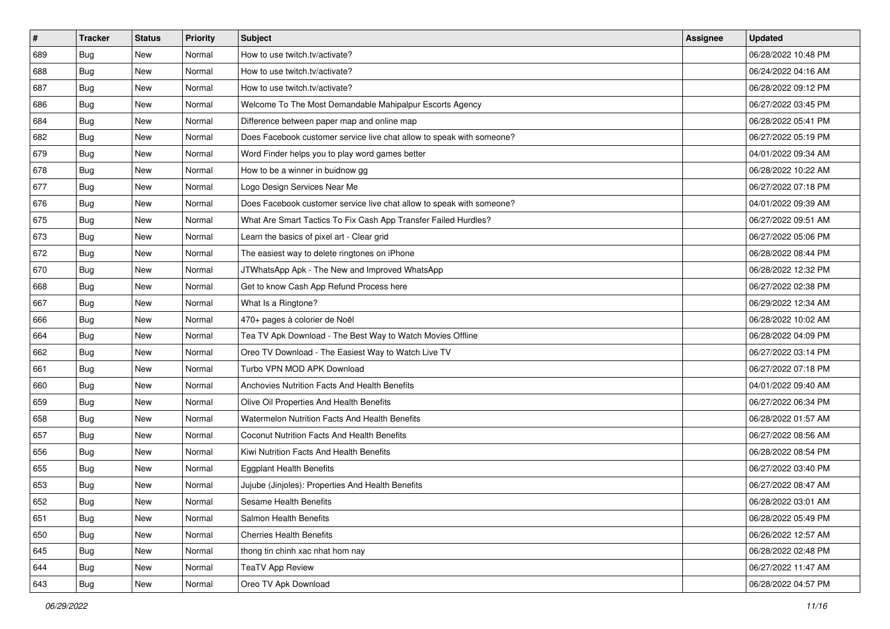| # | Tracker | Status | Priority | Subject | Assignee | Updated |
|---|---|---|---|---|---|---|
| 689 | Bug | New | Normal | How to use twitch.tv/activate? | | 06/28/2022 10:48 PM |
| 688 | Bug | New | Normal | How to use twitch.tv/activate? | | 06/24/2022 04:16 AM |
| 687 | Bug | New | Normal | How to use twitch.tv/activate? | | 06/28/2022 09:12 PM |
| 686 | Bug | New | Normal | Welcome To The Most Demandable Mahipalpur Escorts Agency | | 06/27/2022 03:45 PM |
| 684 | Bug | New | Normal | Difference between paper map and online map | | 06/28/2022 05:41 PM |
| 682 | Bug | New | Normal | Does Facebook customer service live chat allow to speak with someone? | | 06/27/2022 05:19 PM |
| 679 | Bug | New | Normal | Word Finder helps you to play word games better | | 04/01/2022 09:34 AM |
| 678 | Bug | New | Normal | How to be a winner in buidnow gg | | 06/28/2022 10:22 AM |
| 677 | Bug | New | Normal | Logo Design Services Near Me | | 06/27/2022 07:18 PM |
| 676 | Bug | New | Normal | Does Facebook customer service live chat allow to speak with someone? | | 04/01/2022 09:39 AM |
| 675 | Bug | New | Normal | What Are Smart Tactics To Fix Cash App Transfer Failed Hurdles? | | 06/27/2022 09:51 AM |
| 673 | Bug | New | Normal | Learn the basics of pixel art - Clear grid | | 06/27/2022 05:06 PM |
| 672 | Bug | New | Normal | The easiest way to delete ringtones on iPhone | | 06/28/2022 08:44 PM |
| 670 | Bug | New | Normal | JTWhatsApp Apk - The New and Improved WhatsApp | | 06/28/2022 12:32 PM |
| 668 | Bug | New | Normal | Get to know Cash App Refund Process here | | 06/27/2022 02:38 PM |
| 667 | Bug | New | Normal | What Is a Ringtone? | | 06/29/2022 12:34 AM |
| 666 | Bug | New | Normal | 470+ pages à colorier de Noël | | 06/28/2022 10:02 AM |
| 664 | Bug | New | Normal | Tea TV Apk Download - The Best Way to Watch Movies Offline | | 06/28/2022 04:09 PM |
| 662 | Bug | New | Normal | Oreo TV Download - The Easiest Way to Watch Live TV | | 06/27/2022 03:14 PM |
| 661 | Bug | New | Normal | Turbo VPN MOD APK Download | | 06/27/2022 07:18 PM |
| 660 | Bug | New | Normal | Anchovies Nutrition Facts And Health Benefits | | 04/01/2022 09:40 AM |
| 659 | Bug | New | Normal | Olive Oil Properties And Health Benefits | | 06/27/2022 06:34 PM |
| 658 | Bug | New | Normal | Watermelon Nutrition Facts And Health Benefits | | 06/28/2022 01:57 AM |
| 657 | Bug | New | Normal | Coconut Nutrition Facts And Health Benefits | | 06/27/2022 08:56 AM |
| 656 | Bug | New | Normal | Kiwi Nutrition Facts And Health Benefits | | 06/28/2022 08:54 PM |
| 655 | Bug | New | Normal | Eggplant Health Benefits | | 06/27/2022 03:40 PM |
| 653 | Bug | New | Normal | Jujube (Jinjoles): Properties And Health Benefits | | 06/27/2022 08:47 AM |
| 652 | Bug | New | Normal | Sesame Health Benefits | | 06/28/2022 03:01 AM |
| 651 | Bug | New | Normal | Salmon Health Benefits | | 06/28/2022 05:49 PM |
| 650 | Bug | New | Normal | Cherries Health Benefits | | 06/26/2022 12:57 AM |
| 645 | Bug | New | Normal | thong tin chinh xac nhat hom nay | | 06/28/2022 02:48 PM |
| 644 | Bug | New | Normal | TeaTV App Review | | 06/27/2022 11:47 AM |
| 643 | Bug | New | Normal | Oreo TV Apk Download | | 06/28/2022 04:57 PM |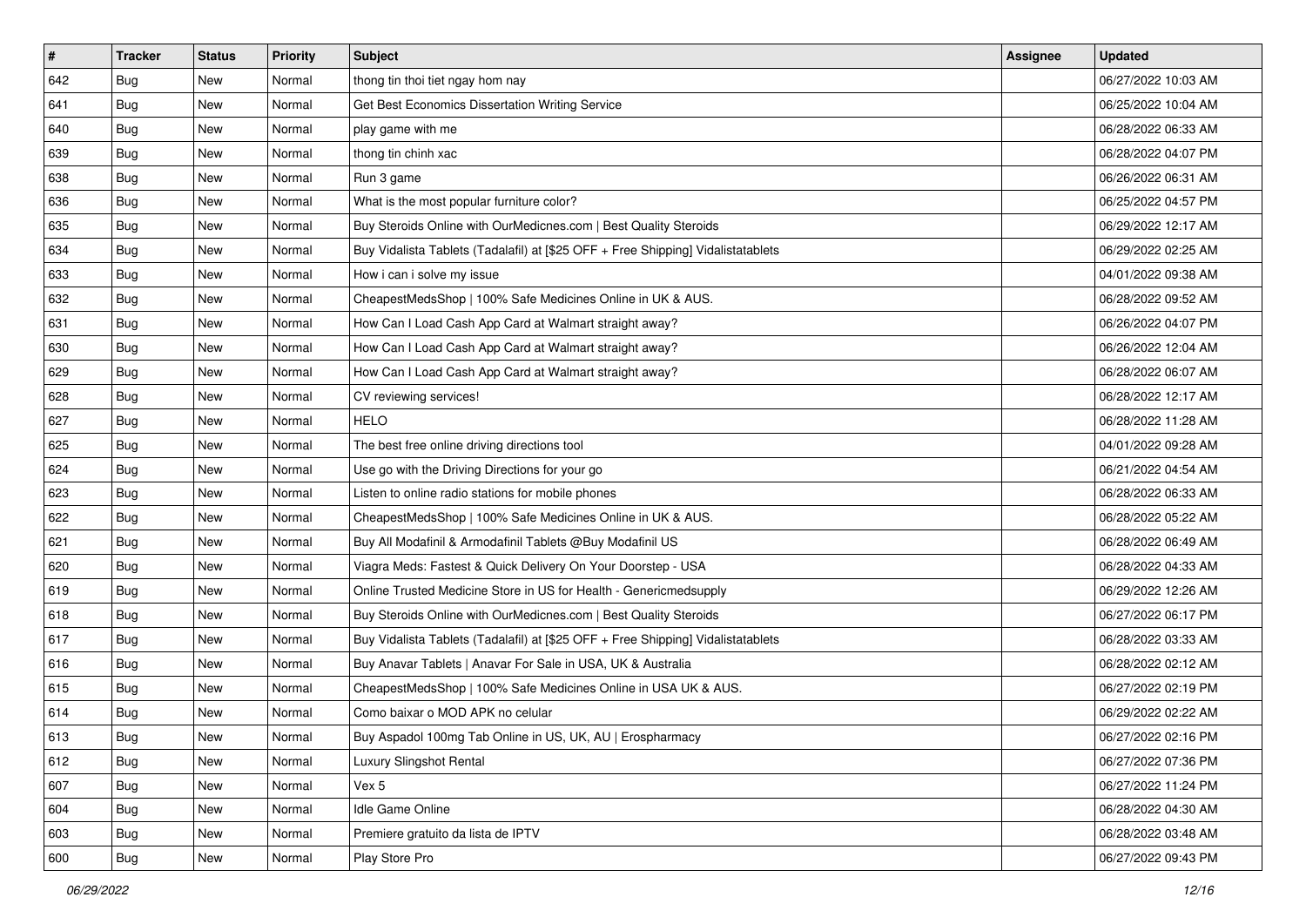| # | Tracker | Status | Priority | Subject | Assignee | Updated |
| --- | --- | --- | --- | --- | --- | --- |
| 642 | Bug | New | Normal | thong tin thoi tiet ngay hom nay | | 06/27/2022 10:03 AM |
| 641 | Bug | New | Normal | Get Best Economics Dissertation Writing Service | | 06/25/2022 10:04 AM |
| 640 | Bug | New | Normal | play game with me | | 06/28/2022 06:33 AM |
| 639 | Bug | New | Normal | thong tin chinh xac | | 06/28/2022 04:07 PM |
| 638 | Bug | New | Normal | Run 3 game | | 06/26/2022 06:31 AM |
| 636 | Bug | New | Normal | What is the most popular furniture color? | | 06/25/2022 04:57 PM |
| 635 | Bug | New | Normal | Buy Steroids Online with OurMedicnes.com \| Best Quality Steroids | | 06/29/2022 12:17 AM |
| 634 | Bug | New | Normal | Buy Vidalista Tablets (Tadalafil) at [$25 OFF + Free Shipping] Vidalistatablets | | 06/29/2022 02:25 AM |
| 633 | Bug | New | Normal | How i can i solve my issue | | 04/01/2022 09:38 AM |
| 632 | Bug | New | Normal | CheapestMedsShop \| 100% Safe Medicines Online in UK & AUS. | | 06/28/2022 09:52 AM |
| 631 | Bug | New | Normal | How Can I Load Cash App Card at Walmart straight away? | | 06/26/2022 04:07 PM |
| 630 | Bug | New | Normal | How Can I Load Cash App Card at Walmart straight away? | | 06/26/2022 12:04 AM |
| 629 | Bug | New | Normal | How Can I Load Cash App Card at Walmart straight away? | | 06/28/2022 06:07 AM |
| 628 | Bug | New | Normal | CV reviewing services! | | 06/28/2022 12:17 AM |
| 627 | Bug | New | Normal | HELO | | 06/28/2022 11:28 AM |
| 625 | Bug | New | Normal | The best free online driving directions tool | | 04/01/2022 09:28 AM |
| 624 | Bug | New | Normal | Use go with the Driving Directions for your go | | 06/21/2022 04:54 AM |
| 623 | Bug | New | Normal | Listen to online radio stations for mobile phones | | 06/28/2022 06:33 AM |
| 622 | Bug | New | Normal | CheapestMedsShop \| 100% Safe Medicines Online in UK & AUS. | | 06/28/2022 05:22 AM |
| 621 | Bug | New | Normal | Buy All Modafinil & Armodafinil Tablets @Buy Modafinil US | | 06/28/2022 06:49 AM |
| 620 | Bug | New | Normal | Viagra Meds: Fastest & Quick Delivery On Your Doorstep - USA | | 06/28/2022 04:33 AM |
| 619 | Bug | New | Normal | Online Trusted Medicine Store in US for Health - Genericmedsupply | | 06/29/2022 12:26 AM |
| 618 | Bug | New | Normal | Buy Steroids Online with OurMedicnes.com \| Best Quality Steroids | | 06/27/2022 06:17 PM |
| 617 | Bug | New | Normal | Buy Vidalista Tablets (Tadalafil) at [$25 OFF + Free Shipping] Vidalistatablets | | 06/28/2022 03:33 AM |
| 616 | Bug | New | Normal | Buy Anavar Tablets \| Anavar For Sale in USA, UK & Australia | | 06/28/2022 02:12 AM |
| 615 | Bug | New | Normal | CheapestMedsShop \| 100% Safe Medicines Online in USA UK & AUS. | | 06/27/2022 02:19 PM |
| 614 | Bug | New | Normal | Como baixar o MOD APK no celular | | 06/29/2022 02:22 AM |
| 613 | Bug | New | Normal | Buy Aspadol 100mg Tab Online in US, UK, AU \| Erospharmacy | | 06/27/2022 02:16 PM |
| 612 | Bug | New | Normal | Luxury Slingshot Rental | | 06/27/2022 07:36 PM |
| 607 | Bug | New | Normal | Vex 5 | | 06/27/2022 11:24 PM |
| 604 | Bug | New | Normal | Idle Game Online | | 06/28/2022 04:30 AM |
| 603 | Bug | New | Normal | Premiere gratuito da lista de IPTV | | 06/28/2022 03:48 AM |
| 600 | Bug | New | Normal | Play Store Pro | | 06/27/2022 09:43 PM |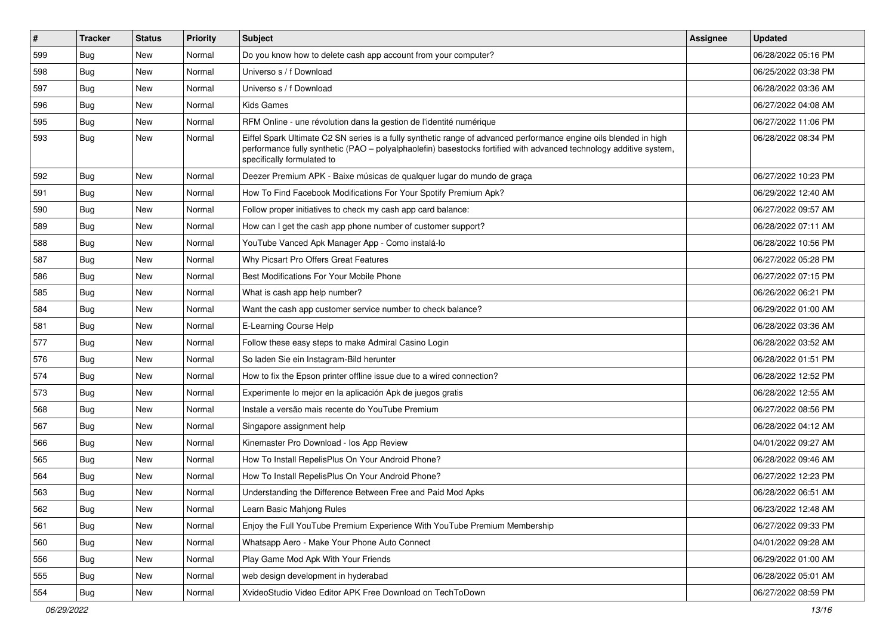| # | Tracker | Status | Priority | Subject | Assignee | Updated |
|---|---|---|---|---|---|---|
| 599 | Bug | New | Normal | Do you know how to delete cash app account from your computer? | | 06/28/2022 05:16 PM |
| 598 | Bug | New | Normal | Universo s / f Download | | 06/25/2022 03:38 PM |
| 597 | Bug | New | Normal | Universo s / f Download | | 06/28/2022 03:36 AM |
| 596 | Bug | New | Normal | Kids Games | | 06/27/2022 04:08 AM |
| 595 | Bug | New | Normal | RFM Online - une révolution dans la gestion de l'identité numérique | | 06/27/2022 11:06 PM |
| 593 | Bug | New | Normal | Eiffel Spark Ultimate C2 SN series is a fully synthetic range of advanced performance engine oils blended in high performance fully synthetic (PAO – polyalphaolefin) basestocks fortified with advanced technology additive system, specifically formulated to | | 06/28/2022 08:34 PM |
| 592 | Bug | New | Normal | Deezer Premium APK - Baixe músicas de qualquer lugar do mundo de graça | | 06/27/2022 10:23 PM |
| 591 | Bug | New | Normal | How To Find Facebook Modifications For Your Spotify Premium Apk? | | 06/29/2022 12:40 AM |
| 590 | Bug | New | Normal | Follow proper initiatives to check my cash app card balance: | | 06/27/2022 09:57 AM |
| 589 | Bug | New | Normal | How can I get the cash app phone number of customer support? | | 06/28/2022 07:11 AM |
| 588 | Bug | New | Normal | YouTube Vanced Apk Manager App - Como instalá-lo | | 06/28/2022 10:56 PM |
| 587 | Bug | New | Normal | Why Picsart Pro Offers Great Features | | 06/27/2022 05:28 PM |
| 586 | Bug | New | Normal | Best Modifications For Your Mobile Phone | | 06/27/2022 07:15 PM |
| 585 | Bug | New | Normal | What is cash app help number? | | 06/26/2022 06:21 PM |
| 584 | Bug | New | Normal | Want the cash app customer service number to check balance? | | 06/29/2022 01:00 AM |
| 581 | Bug | New | Normal | E-Learning Course Help | | 06/28/2022 03:36 AM |
| 577 | Bug | New | Normal | Follow these easy steps to make Admiral Casino Login | | 06/28/2022 03:52 AM |
| 576 | Bug | New | Normal | So laden Sie ein Instagram-Bild herunter | | 06/28/2022 01:51 PM |
| 574 | Bug | New | Normal | How to fix the Epson printer offline issue due to a wired connection? | | 06/28/2022 12:52 PM |
| 573 | Bug | New | Normal | Experimente lo mejor en la aplicación Apk de juegos gratis | | 06/28/2022 12:55 AM |
| 568 | Bug | New | Normal | Instale a versão mais recente do YouTube Premium | | 06/27/2022 08:56 PM |
| 567 | Bug | New | Normal | Singapore assignment help | | 06/28/2022 04:12 AM |
| 566 | Bug | New | Normal | Kinemaster Pro Download - Ios App Review | | 04/01/2022 09:27 AM |
| 565 | Bug | New | Normal | How To Install RepelisPlus On Your Android Phone? | | 06/28/2022 09:46 AM |
| 564 | Bug | New | Normal | How To Install RepelisPlus On Your Android Phone? | | 06/27/2022 12:23 PM |
| 563 | Bug | New | Normal | Understanding the Difference Between Free and Paid Mod Apks | | 06/28/2022 06:51 AM |
| 562 | Bug | New | Normal | Learn Basic Mahjong Rules | | 06/23/2022 12:48 AM |
| 561 | Bug | New | Normal | Enjoy the Full YouTube Premium Experience With YouTube Premium Membership | | 06/27/2022 09:33 PM |
| 560 | Bug | New | Normal | Whatsapp Aero - Make Your Phone Auto Connect | | 04/01/2022 09:28 AM |
| 556 | Bug | New | Normal | Play Game Mod Apk With Your Friends | | 06/29/2022 01:00 AM |
| 555 | Bug | New | Normal | web design development in hyderabad | | 06/28/2022 05:01 AM |
| 554 | Bug | New | Normal | XvideoStudio Video Editor APK Free Download on TechToDown | | 06/27/2022 08:59 PM |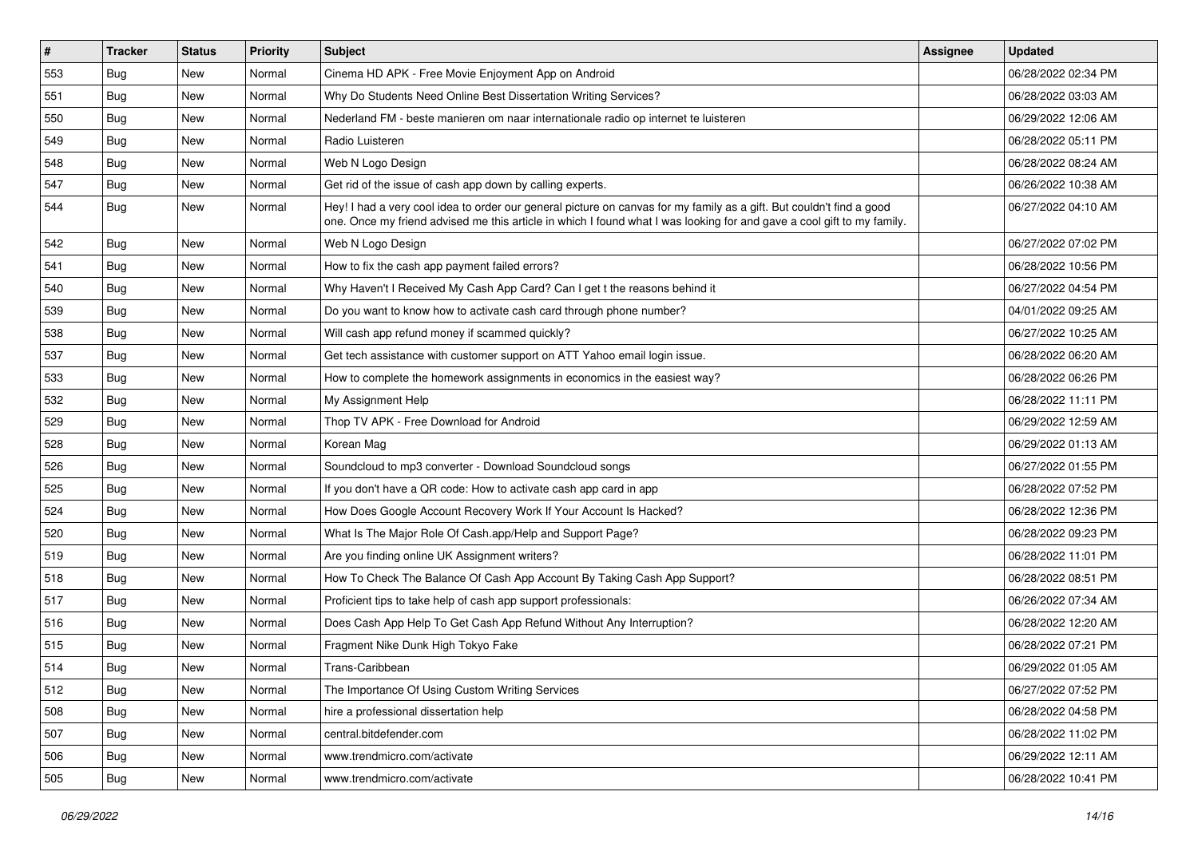| # | Tracker | Status | Priority | Subject | Assignee | Updated |
|---|---|---|---|---|---|---|
| 553 | Bug | New | Normal | Cinema HD APK - Free Movie Enjoyment App on Android | | 06/28/2022 02:34 PM |
| 551 | Bug | New | Normal | Why Do Students Need Online Best Dissertation Writing Services? | | 06/28/2022 03:03 AM |
| 550 | Bug | New | Normal | Nederland FM - beste manieren om naar internationale radio op internet te luisteren | | 06/29/2022 12:06 AM |
| 549 | Bug | New | Normal | Radio Luisteren | | 06/28/2022 05:11 PM |
| 548 | Bug | New | Normal | Web N Logo Design | | 06/28/2022 08:24 AM |
| 547 | Bug | New | Normal | Get rid of the issue of cash app down by calling experts. | | 06/26/2022 10:38 AM |
| 544 | Bug | New | Normal | Hey! I had a very cool idea to order our general picture on canvas for my family as a gift. But couldn't find a good one. Once my friend advised me this article in which I found what I was looking for and gave a cool gift to my family. | | 06/27/2022 04:10 AM |
| 542 | Bug | New | Normal | Web N Logo Design | | 06/27/2022 07:02 PM |
| 541 | Bug | New | Normal | How to fix the cash app payment failed errors? | | 06/28/2022 10:56 PM |
| 540 | Bug | New | Normal | Why Haven't I Received My Cash App Card? Can I get t the reasons behind it | | 06/27/2022 04:54 PM |
| 539 | Bug | New | Normal | Do you want to know how to activate cash card through phone number? | | 04/01/2022 09:25 AM |
| 538 | Bug | New | Normal | Will cash app refund money if scammed quickly? | | 06/27/2022 10:25 AM |
| 537 | Bug | New | Normal | Get tech assistance with customer support on ATT Yahoo email login issue. | | 06/28/2022 06:20 AM |
| 533 | Bug | New | Normal | How to complete the homework assignments in economics in the easiest way? | | 06/28/2022 06:26 PM |
| 532 | Bug | New | Normal | My Assignment Help | | 06/28/2022 11:11 PM |
| 529 | Bug | New | Normal | Thop TV APK - Free Download for Android | | 06/29/2022 12:59 AM |
| 528 | Bug | New | Normal | Korean Mag | | 06/29/2022 01:13 AM |
| 526 | Bug | New | Normal | Soundcloud to mp3 converter - Download Soundcloud songs | | 06/27/2022 01:55 PM |
| 525 | Bug | New | Normal | If you don't have a QR code: How to activate cash app card in app | | 06/28/2022 07:52 PM |
| 524 | Bug | New | Normal | How Does Google Account Recovery Work If Your Account Is Hacked? | | 06/28/2022 12:36 PM |
| 520 | Bug | New | Normal | What Is The Major Role Of Cash.app/Help and Support Page? | | 06/28/2022 09:23 PM |
| 519 | Bug | New | Normal | Are you finding online UK Assignment writers? | | 06/28/2022 11:01 PM |
| 518 | Bug | New | Normal | How To Check The Balance Of Cash App Account By Taking Cash App Support? | | 06/28/2022 08:51 PM |
| 517 | Bug | New | Normal | Proficient tips to take help of cash app support professionals: | | 06/26/2022 07:34 AM |
| 516 | Bug | New | Normal | Does Cash App Help To Get Cash App Refund Without Any Interruption? | | 06/28/2022 12:20 AM |
| 515 | Bug | New | Normal | Fragment Nike Dunk High Tokyo Fake | | 06/28/2022 07:21 PM |
| 514 | Bug | New | Normal | Trans-Caribbean | | 06/29/2022 01:05 AM |
| 512 | Bug | New | Normal | The Importance Of Using Custom Writing Services | | 06/27/2022 07:52 PM |
| 508 | Bug | New | Normal | hire a professional dissertation help | | 06/28/2022 04:58 PM |
| 507 | Bug | New | Normal | central.bitdefender.com | | 06/28/2022 11:02 PM |
| 506 | Bug | New | Normal | www.trendmicro.com/activate | | 06/29/2022 12:11 AM |
| 505 | Bug | New | Normal | www.trendmicro.com/activate | | 06/28/2022 10:41 PM |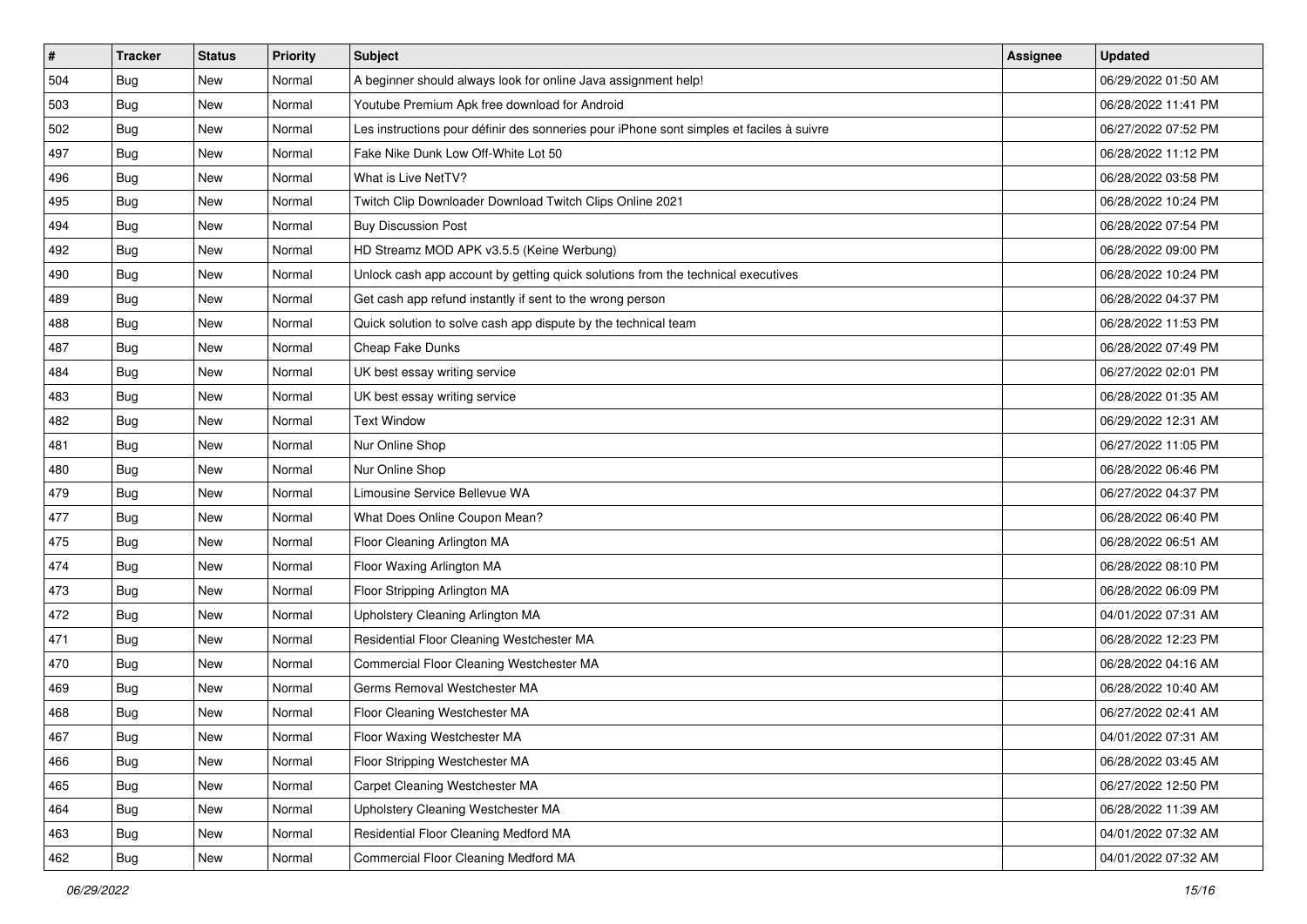| # | Tracker | Status | Priority | Subject | Assignee | Updated |
|---|---|---|---|---|---|---|
| 504 | Bug | New | Normal | A beginner should always look for online Java assignment help! | | 06/29/2022 01:50 AM |
| 503 | Bug | New | Normal | Youtube Premium Apk free download for Android | | 06/28/2022 11:41 PM |
| 502 | Bug | New | Normal | Les instructions pour définir des sonneries pour iPhone sont simples et faciles à suivre | | 06/27/2022 07:52 PM |
| 497 | Bug | New | Normal | Fake Nike Dunk Low Off-White Lot 50 | | 06/28/2022 11:12 PM |
| 496 | Bug | New | Normal | What is Live NetTV? | | 06/28/2022 03:58 PM |
| 495 | Bug | New | Normal | Twitch Clip Downloader Download Twitch Clips Online 2021 | | 06/28/2022 10:24 PM |
| 494 | Bug | New | Normal | Buy Discussion Post | | 06/28/2022 07:54 PM |
| 492 | Bug | New | Normal | HD Streamz MOD APK v3.5.5 (Keine Werbung) | | 06/28/2022 09:00 PM |
| 490 | Bug | New | Normal | Unlock cash app account by getting quick solutions from the technical executives | | 06/28/2022 10:24 PM |
| 489 | Bug | New | Normal | Get cash app refund instantly if sent to the wrong person | | 06/28/2022 04:37 PM |
| 488 | Bug | New | Normal | Quick solution to solve cash app dispute by the technical team | | 06/28/2022 11:53 PM |
| 487 | Bug | New | Normal | Cheap Fake Dunks | | 06/28/2022 07:49 PM |
| 484 | Bug | New | Normal | UK best essay writing service | | 06/27/2022 02:01 PM |
| 483 | Bug | New | Normal | UK best essay writing service | | 06/28/2022 01:35 AM |
| 482 | Bug | New | Normal | Text Window | | 06/29/2022 12:31 AM |
| 481 | Bug | New | Normal | Nur Online Shop | | 06/27/2022 11:05 PM |
| 480 | Bug | New | Normal | Nur Online Shop | | 06/28/2022 06:46 PM |
| 479 | Bug | New | Normal | Limousine Service Bellevue WA | | 06/27/2022 04:37 PM |
| 477 | Bug | New | Normal | What Does Online Coupon Mean? | | 06/28/2022 06:40 PM |
| 475 | Bug | New | Normal | Floor Cleaning Arlington MA | | 06/28/2022 06:51 AM |
| 474 | Bug | New | Normal | Floor Waxing Arlington MA | | 06/28/2022 08:10 PM |
| 473 | Bug | New | Normal | Floor Stripping Arlington MA | | 06/28/2022 06:09 PM |
| 472 | Bug | New | Normal | Upholstery Cleaning Arlington MA | | 04/01/2022 07:31 AM |
| 471 | Bug | New | Normal | Residential Floor Cleaning Westchester MA | | 06/28/2022 12:23 PM |
| 470 | Bug | New | Normal | Commercial Floor Cleaning Westchester MA | | 06/28/2022 04:16 AM |
| 469 | Bug | New | Normal | Germs Removal Westchester MA | | 06/28/2022 10:40 AM |
| 468 | Bug | New | Normal | Floor Cleaning Westchester MA | | 06/27/2022 02:41 AM |
| 467 | Bug | New | Normal | Floor Waxing Westchester MA | | 04/01/2022 07:31 AM |
| 466 | Bug | New | Normal | Floor Stripping Westchester MA | | 06/28/2022 03:45 AM |
| 465 | Bug | New | Normal | Carpet Cleaning Westchester MA | | 06/27/2022 12:50 PM |
| 464 | Bug | New | Normal | Upholstery Cleaning Westchester MA | | 06/28/2022 11:39 AM |
| 463 | Bug | New | Normal | Residential Floor Cleaning Medford MA | | 04/01/2022 07:32 AM |
| 462 | Bug | New | Normal | Commercial Floor Cleaning Medford MA | | 04/01/2022 07:32 AM |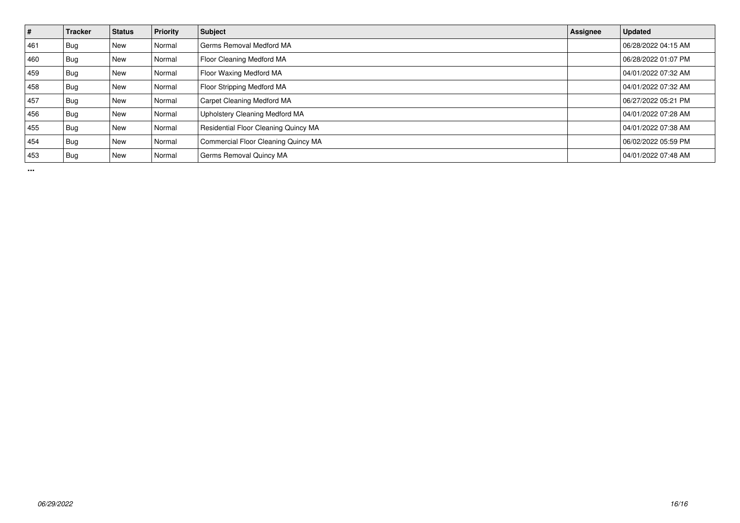| # | Tracker | Status | Priority | Subject | Assignee | Updated |
|---|---|---|---|---|---|---|
| 461 | Bug | New | Normal | Germs Removal Medford MA | | 06/28/2022 04:15 AM |
| 460 | Bug | New | Normal | Floor Cleaning Medford MA | | 06/28/2022 01:07 PM |
| 459 | Bug | New | Normal | Floor Waxing Medford MA | | 04/01/2022 07:32 AM |
| 458 | Bug | New | Normal | Floor Stripping Medford MA | | 04/01/2022 07:32 AM |
| 457 | Bug | New | Normal | Carpet Cleaning Medford MA | | 06/27/2022 05:21 PM |
| 456 | Bug | New | Normal | Upholstery Cleaning Medford MA | | 04/01/2022 07:28 AM |
| 455 | Bug | New | Normal | Residential Floor Cleaning Quincy MA | | 04/01/2022 07:38 AM |
| 454 | Bug | New | Normal | Commercial Floor Cleaning Quincy MA | | 06/02/2022 05:59 PM |
| 453 | Bug | New | Normal | Germs Removal Quincy MA | | 04/01/2022 07:48 AM |

...